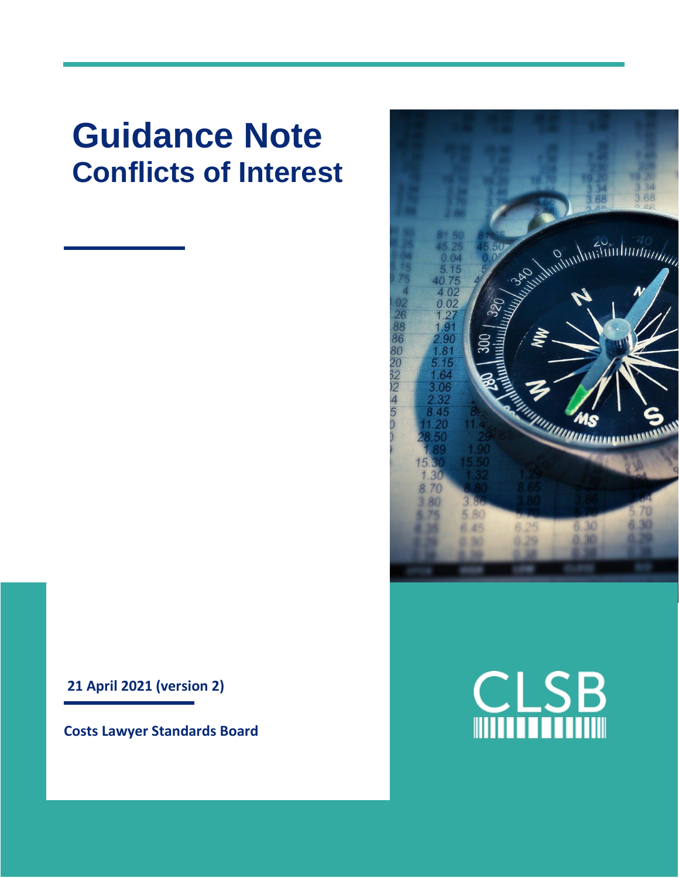# Guidance Note
## Conflicts of Interest

**21 April 2021 (version 2)**

**Costs Lawyer Standards Board**

CLSB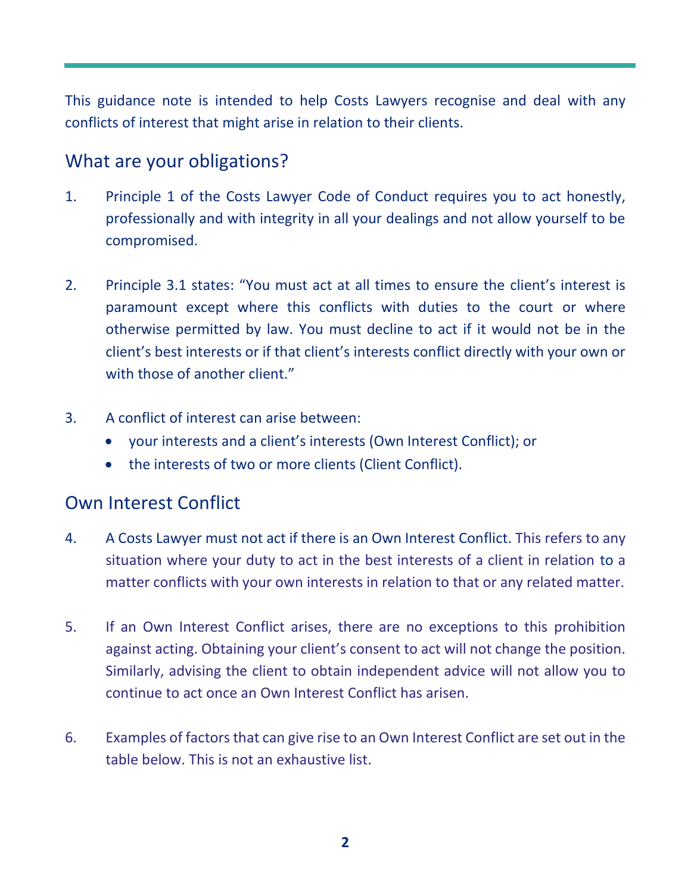This guidance note is intended to help Costs Lawyers recognise and deal with any conflicts of interest that might arise in relation to their clients.

## What are your obligations?

1. Principle 1 of the Costs Lawyer Code of Conduct requires you to act honestly, professionally and with integrity in all your dealings and not allow yourself to be compromised.

2. Principle 3.1 states: "You must act at all times to ensure the client's interest is paramount except where this conflicts with duties to the court or where otherwise permitted by law. You must decline to act if it would not be in the client's best interests or if that client's interests conflict directly with your own or with those of another client."

3. A conflict of interest can arise between:
   - your interests and a client's interests (Own Interest Conflict); or
   - the interests of two or more clients (Client Conflict).

## Own Interest Conflict

4. A Costs Lawyer must not act if there is an Own Interest Conflict. This refers to any situation where your duty to act in the best interests of a client in relation to a matter conflicts with your own interests in relation to that or any related matter.

5. If an Own Interest Conflict arises, there are no exceptions to this prohibition against acting. Obtaining your client's consent to act will not change the position. Similarly, advising the client to obtain independent advice will not allow you to continue to act once an Own Interest Conflict has arisen.

6. Examples of factors that can give rise to an Own Interest Conflict are set out in the table below. This is not an exhaustive list.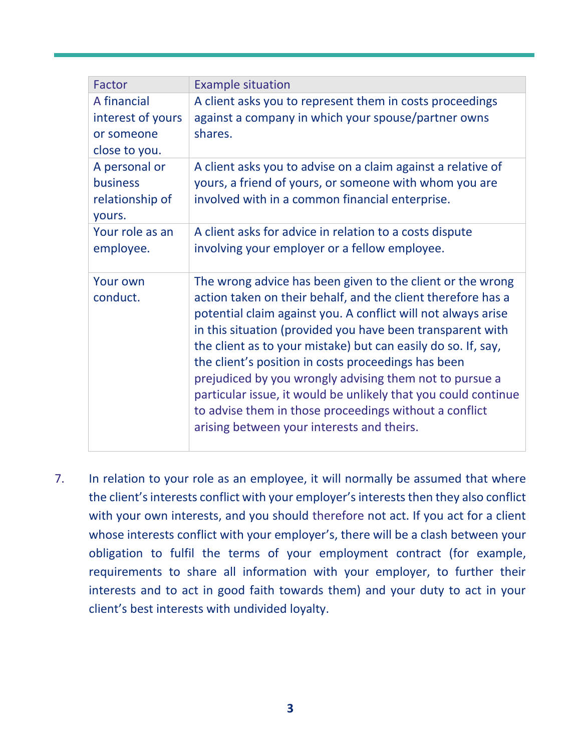| Factor | Example situation |
| --- | --- |
| A financial interest of yours or someone close to you. | A client asks you to represent them in costs proceedings against a company in which your spouse/partner owns shares. |
| A personal or business relationship of yours. | A client asks you to advise on a claim against a relative of yours, a friend of yours, or someone with whom you are involved with in a common financial enterprise. |
| Your role as an employee. | A client asks for advice in relation to a costs dispute involving your employer or a fellow employee. |
| Your own conduct. | The wrong advice has been given to the client or the wrong action taken on their behalf, and the client therefore has a potential claim against you. A conflict will not always arise in this situation (provided you have been transparent with the client as to your mistake) but can easily do so. If, say, the client's position in costs proceedings has been prejudiced by you wrongly advising them not to pursue a particular issue, it would be unlikely that you could continue to advise them in those proceedings without a conflict arising between your interests and theirs. |

7. In relation to your role as an employee, it will normally be assumed that where the client's interests conflict with your employer's interests then they also conflict with your own interests, and you should therefore not act. If you act for a client whose interests conflict with your employer's, there will be a clash between your obligation to fulfil the terms of your employment contract (for example, requirements to share all information with your employer, to further their interests and to act in good faith towards them) and your duty to act in your client's best interests with undivided loyalty.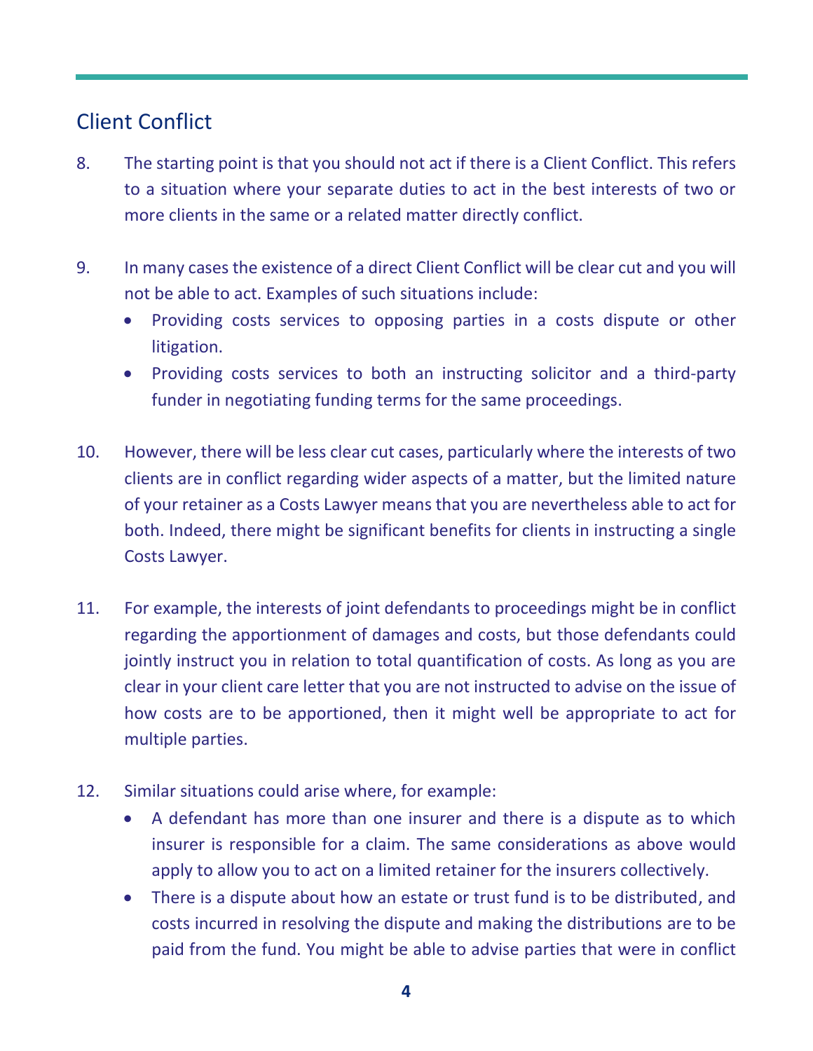## Client Conflict

8. The starting point is that you should not act if there is a Client Conflict. This refers to a situation where your separate duties to act in the best interests of two or more clients in the same or a related matter directly conflict.

9. In many cases the existence of a direct Client Conflict will be clear cut and you will not be able to act. Examples of such situations include:
   - Providing costs services to opposing parties in a costs dispute or other litigation.
   - Providing costs services to both an instructing solicitor and a third-party funder in negotiating funding terms for the same proceedings.

10. However, there will be less clear cut cases, particularly where the interests of two clients are in conflict regarding wider aspects of a matter, but the limited nature of your retainer as a Costs Lawyer means that you are nevertheless able to act for both. Indeed, there might be significant benefits for clients in instructing a single Costs Lawyer.

11. For example, the interests of joint defendants to proceedings might be in conflict regarding the apportionment of damages and costs, but those defendants could jointly instruct you in relation to total quantification of costs. As long as you are clear in your client care letter that you are not instructed to advise on the issue of how costs are to be apportioned, then it might well be appropriate to act for multiple parties.

12. Similar situations could arise where, for example:
   - A defendant has more than one insurer and there is a dispute as to which insurer is responsible for a claim. The same considerations as above would apply to allow you to act on a limited retainer for the insurers collectively.
   - There is a dispute about how an estate or trust fund is to be distributed, and costs incurred in resolving the dispute and making the distributions are to be paid from the fund. You might be able to advise parties that were in conflict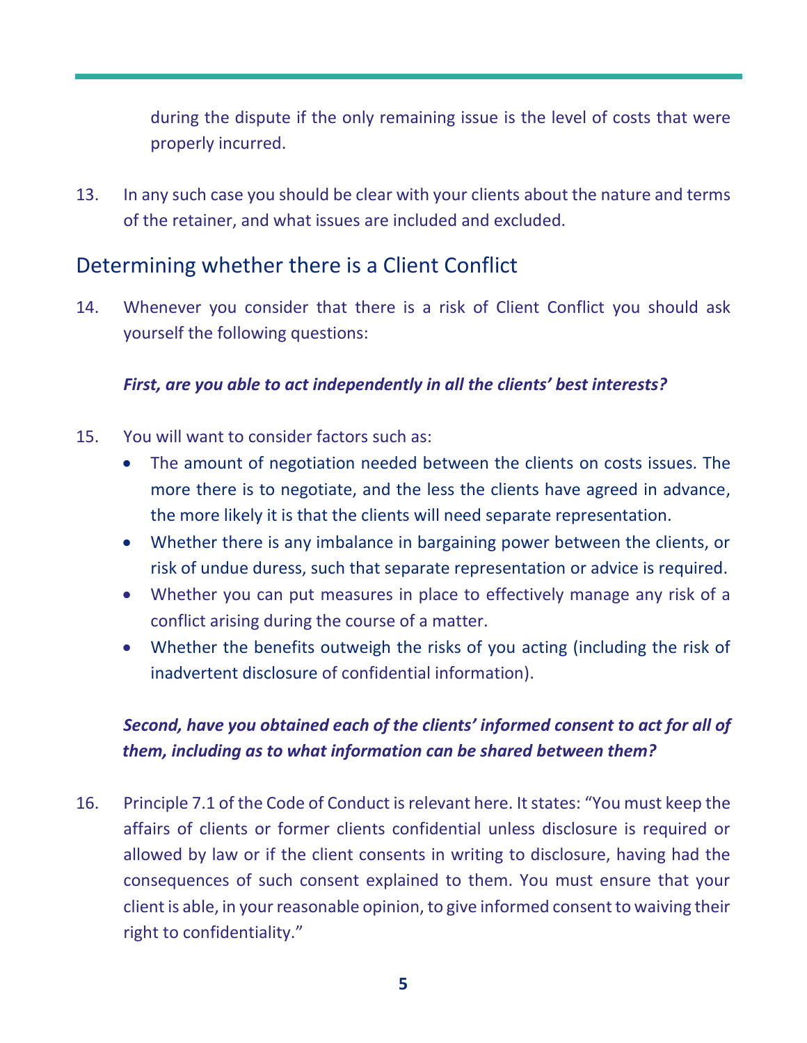during the dispute if the only remaining issue is the level of costs that were properly incurred.

13. In any such case you should be clear with your clients about the nature and terms of the retainer, and what issues are included and excluded.

## Determining whether there is a Client Conflict

14. Whenever you consider that there is a risk of Client Conflict you should ask yourself the following questions:

***First, are you able to act independently in all the clients' best interests?***

15. You will want to consider factors such as:
    - The amount of negotiation needed between the clients on costs issues. The more there is to negotiate, and the less the clients have agreed in advance, the more likely it is that the clients will need separate representation.
    - Whether there is any imbalance in bargaining power between the clients, or risk of undue duress, such that separate representation or advice is required.
    - Whether you can put measures in place to effectively manage any risk of a conflict arising during the course of a matter.
    - Whether the benefits outweigh the risks of you acting (including the risk of inadvertent disclosure of confidential information).

***Second, have you obtained each of the clients' informed consent to act for all of them, including as to what information can be shared between them?***

16. Principle 7.1 of the Code of Conduct is relevant here. It states: "You must keep the affairs of clients or former clients confidential unless disclosure is required or allowed by law or if the client consents in writing to disclosure, having had the consequences of such consent explained to them. You must ensure that your client is able, in your reasonable opinion, to give informed consent to waiving their right to confidentiality."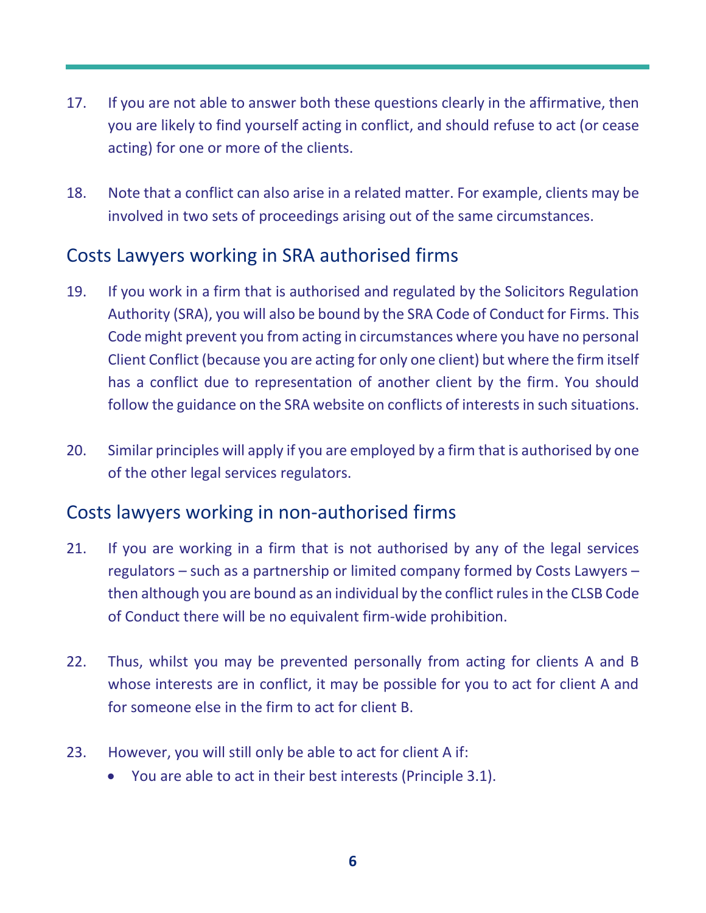17. If you are not able to answer both these questions clearly in the affirmative, then you are likely to find yourself acting in conflict, and should refuse to act (or cease acting) for one or more of the clients.

18. Note that a conflict can also arise in a related matter. For example, clients may be involved in two sets of proceedings arising out of the same circumstances.

## Costs Lawyers working in SRA authorised firms

19. If you work in a firm that is authorised and regulated by the Solicitors Regulation Authority (SRA), you will also be bound by the SRA Code of Conduct for Firms. This Code might prevent you from acting in circumstances where you have no personal Client Conflict (because you are acting for only one client) but where the firm itself has a conflict due to representation of another client by the firm. You should follow the guidance on the SRA website on conflicts of interests in such situations.

20. Similar principles will apply if you are employed by a firm that is authorised by one of the other legal services regulators.

## Costs lawyers working in non-authorised firms

21. If you are working in a firm that is not authorised by any of the legal services regulators – such as a partnership or limited company formed by Costs Lawyers – then although you are bound as an individual by the conflict rules in the CLSB Code of Conduct there will be no equivalent firm-wide prohibition.

22. Thus, whilst you may be prevented personally from acting for clients A and B whose interests are in conflict, it may be possible for you to act for client A and for someone else in the firm to act for client B.

23. However, you will still only be able to act for client A if:
    - You are able to act in their best interests (Principle 3.1).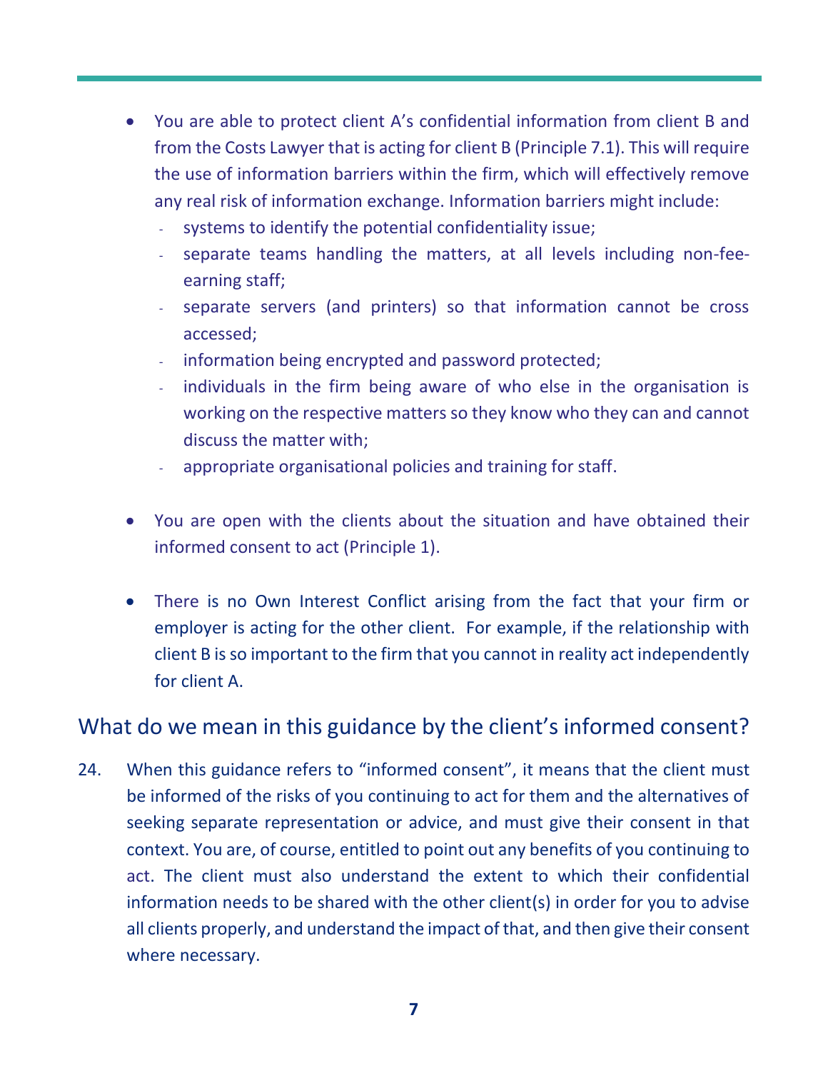- You are able to protect client A's confidential information from client B and from the Costs Lawyer that is acting for client B (Principle 7.1). This will require the use of information barriers within the firm, which will effectively remove any real risk of information exchange. Information barriers might include:
  - systems to identify the potential confidentiality issue;
  - separate teams handling the matters, at all levels including non-fee-earning staff;
  - separate servers (and printers) so that information cannot be cross accessed;
  - information being encrypted and password protected;
  - individuals in the firm being aware of who else in the organisation is working on the respective matters so they know who they can and cannot discuss the matter with;
  - appropriate organisational policies and training for staff.

- You are open with the clients about the situation and have obtained their informed consent to act (Principle 1).

- There is no Own Interest Conflict arising from the fact that your firm or employer is acting for the other client. For example, if the relationship with client B is so important to the firm that you cannot in reality act independently for client A.

## What do we mean in this guidance by the client's informed consent?

24. When this guidance refers to "informed consent", it means that the client must be informed of the risks of you continuing to act for them and the alternatives of seeking separate representation or advice, and must give their consent in that context. You are, of course, entitled to point out any benefits of you continuing to act. The client must also understand the extent to which their confidential information needs to be shared with the other client(s) in order for you to advise all clients properly, and understand the impact of that, and then give their consent where necessary.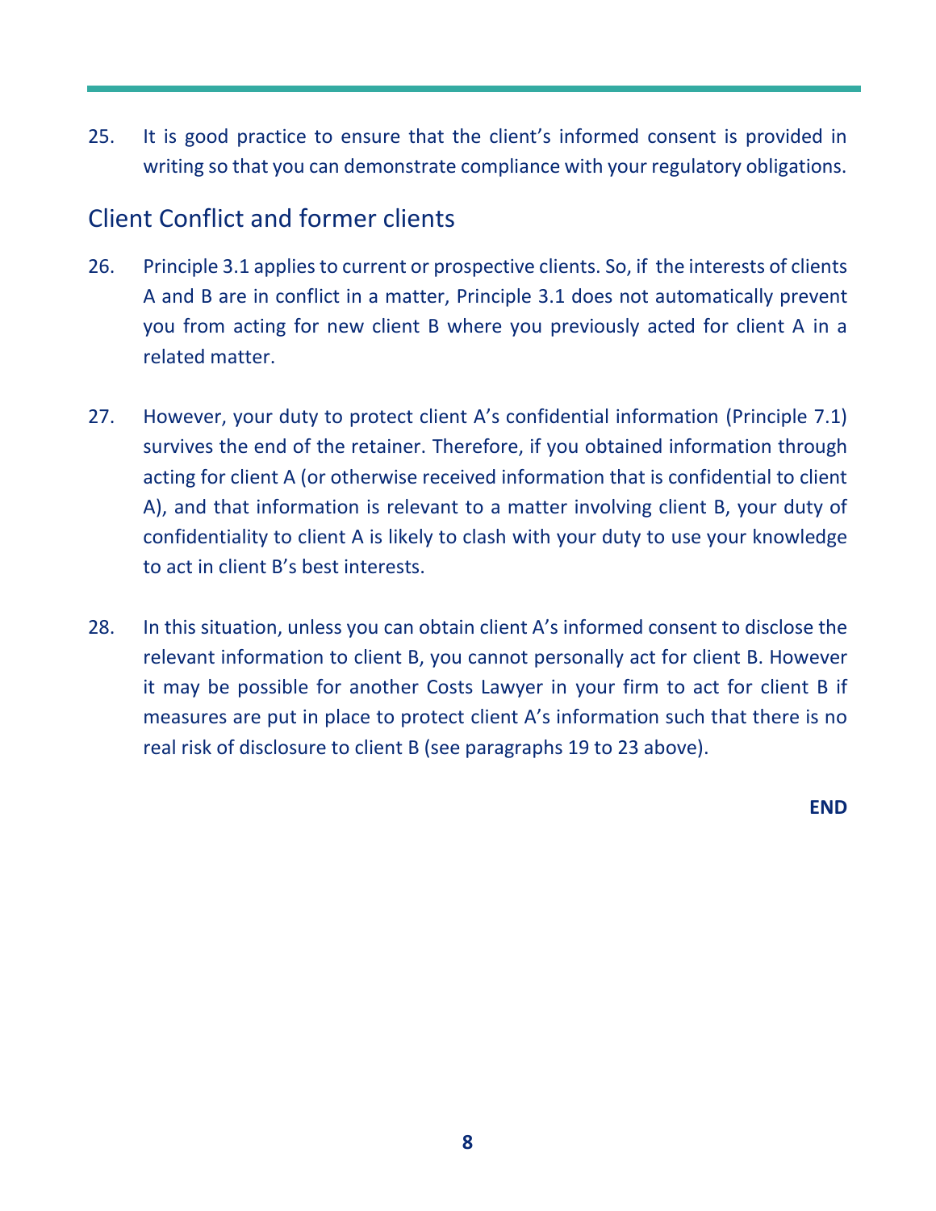25. It is good practice to ensure that the client's informed consent is provided in writing so that you can demonstrate compliance with your regulatory obligations.

## Client Conflict and former clients

26. Principle 3.1 applies to current or prospective clients. So, if the interests of clients A and B are in conflict in a matter, Principle 3.1 does not automatically prevent you from acting for new client B where you previously acted for client A in a related matter.

27. However, your duty to protect client A's confidential information (Principle 7.1) survives the end of the retainer. Therefore, if you obtained information through acting for client A (or otherwise received information that is confidential to client A), and that information is relevant to a matter involving client B, your duty of confidentiality to client A is likely to clash with your duty to use your knowledge to act in client B's best interests.

28. In this situation, unless you can obtain client A's informed consent to disclose the relevant information to client B, you cannot personally act for client B. However it may be possible for another Costs Lawyer in your firm to act for client B if measures are put in place to protect client A's information such that there is no real risk of disclosure to client B (see paragraphs 19 to 23 above).

**END**